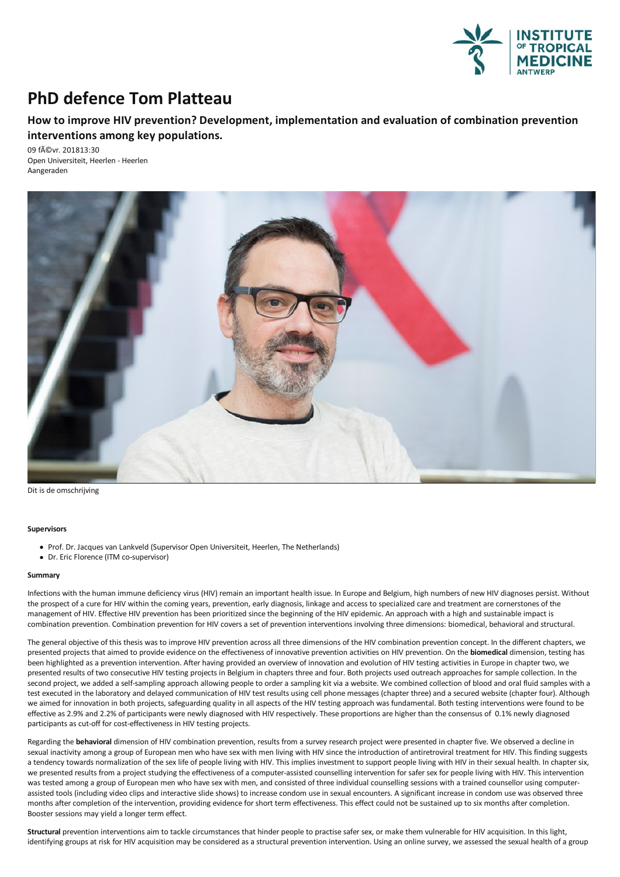# PhD defence Tom Platteau

## How to improve HIV prevention? Development, implementation and evaluation of combination prevention interventions among key populations.

09 fÃ©vr. 201813:30
Open Universiteit, Heerlen - Heerlen
Aangeraden

Dit is de omschrijving

**Supervisors**

- Prof. Dr. Jacques van Lankveld (Supervisor Open Universiteit, Heerlen, The Netherlands)
- Dr. Eric Florence (ITM co-supervisor)

**Summary**

Infections with the human immune deficiency virus (HIV) remain an important health issue. In Europe and Belgium, high numbers of new HIV diagnoses persist. Without the prospect of a cure for HIV within the coming years, prevention, early diagnosis, linkage and access to specialized care and treatment are cornerstones of the management of HIV. Effective HIV prevention has been prioritized since the beginning of the HIV epidemic. An approach with a high and sustainable impact is combination prevention. Combination prevention for HIV covers a set of prevention interventions involving three dimensions: biomedical, behavioral and structural.

The general objective of this thesis was to improve HIV prevention across all three dimensions of the HIV combination prevention concept. In the different chapters, we presented projects that aimed to provide evidence on the effectiveness of innovative prevention activities on HIV prevention. On the **biomedical** dimension, testing has been highlighted as a prevention intervention. After having provided an overview of innovation and evolution of HIV testing activities in Europe in chapter two, we presented results of two consecutive HIV testing projects in Belgium in chapters three and four. Both projects used outreach approaches for sample collection. In the second project, we added a self-sampling approach allowing people to order a sampling kit via a website. We combined collection of blood and oral fluid samples with a test executed in the laboratory and delayed communication of HIV test results using cell phone messages (chapter three) and a secured website (chapter four). Although we aimed for innovation in both projects, safeguarding quality in all aspects of the HIV testing approach was fundamental. Both testing interventions were found to be effective as 2.9% and 2.2% of participants were newly diagnosed with HIV respectively. These proportions are higher than the consensus of 0.1% newly diagnosed participants as cut-off for cost-effectiveness in HIV testing projects.

Regarding the **behavioral** dimension of HIV combination prevention, results from a survey research project were presented in chapter five. We observed a decline in sexual inactivity among a group of European men who have sex with men living with HIV since the introduction of antiretroviral treatment for HIV. This finding suggests a tendency towards normalization of the sex life of people living with HIV. This implies investment to support people living with HIV in their sexual health. In chapter six, we presented results from a project studying the effectiveness of a computer-assisted counselling intervention for safer sex for people living with HIV. This intervention was tested among a group of European men who have sex with men, and consisted of three individual counselling sessions with a trained counsellor using computer-assisted tools (including video clips and interactive slide shows) to increase condom use in sexual encounters. A significant increase in condom use was observed three months after completion of the intervention, providing evidence for short term effectiveness. This effect could not be sustained up to six months after completion. Booster sessions may yield a longer term effect.

**Structural** prevention interventions aim to tackle circumstances that hinder people to practise safer sex, or make them vulnerable for HIV acquisition. In this light, identifying groups at risk for HIV acquisition may be considered as a structural prevention intervention. Using an online survey, we assessed the sexual health of a group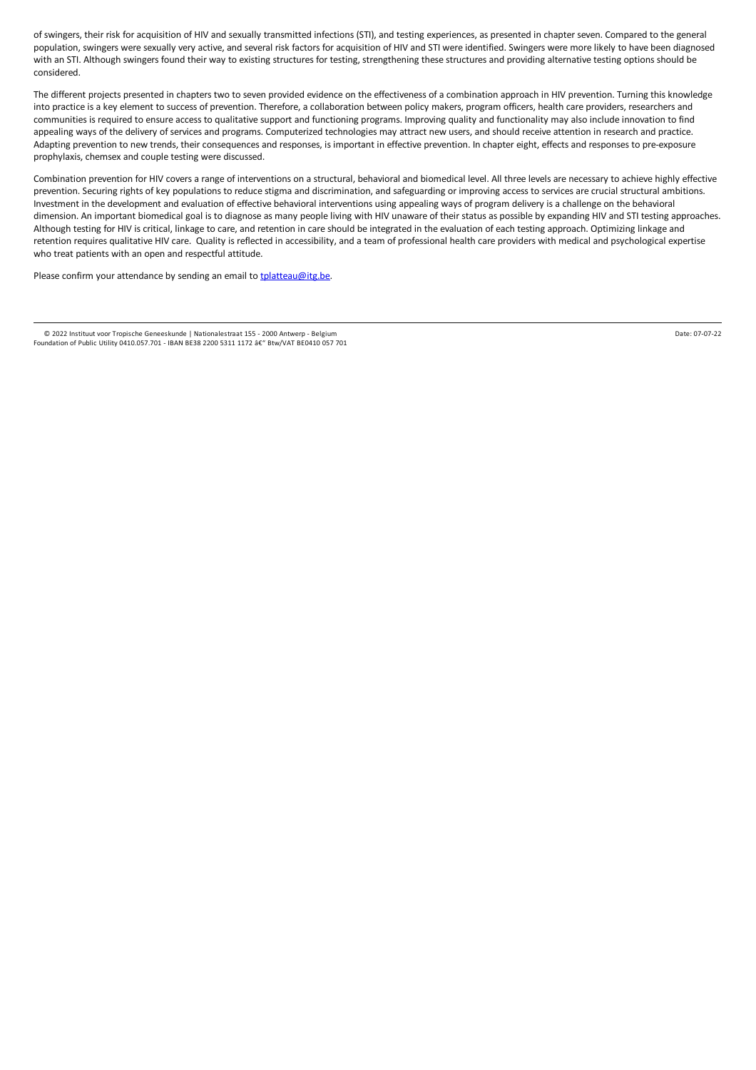of swingers, their risk for acquisition of HIV and sexually transmitted infections (STI), and testing experiences, as presented in chapter seven. Compared to the general population, swingers were sexually very active, and several risk factors for acquisition of HIV and STI were identified. Swingers were more likely to have been diagnosed with an STI. Although swingers found their way to existing structures for testing, strengthening these structures and providing alternative testing options should be considered.

The different projects presented in chapters two to seven provided evidence on the effectiveness of a combination approach in HIV prevention. Turning this knowledge into practice is a key element to success of prevention. Therefore, a collaboration between policy makers, program officers, health care providers, researchers and communities is required to ensure access to qualitative support and functioning programs. Improving quality and functionality may also include innovation to find appealing ways of the delivery of services and programs. Computerized technologies may attract new users, and should receive attention in research and practice. Adapting prevention to new trends, their consequences and responses, is important in effective prevention. In chapter eight, effects and responses to pre-exposure prophylaxis, chemsex and couple testing were discussed.

Combination prevention for HIV covers a range of interventions on a structural, behavioral and biomedical level. All three levels are necessary to achieve highly effective prevention. Securing rights of key populations to reduce stigma and discrimination, and safeguarding or improving access to services are crucial structural ambitions. Investment in the development and evaluation of effective behavioral interventions using appealing ways of program delivery is a challenge on the behavioral dimension. An important biomedical goal is to diagnose as many people living with HIV unaware of their status as possible by expanding HIV and STI testing approaches. Although testing for HIV is critical, linkage to care, and retention in care should be integrated in the evaluation of each testing approach. Optimizing linkage and retention requires qualitative HIV care. Quality is reflected in accessibility, and a team of professional health care providers with medical and psychological expertise who treat patients with an open and respectful attitude.

Please confirm your attendance by sending an email to tplatteau@itg.be.